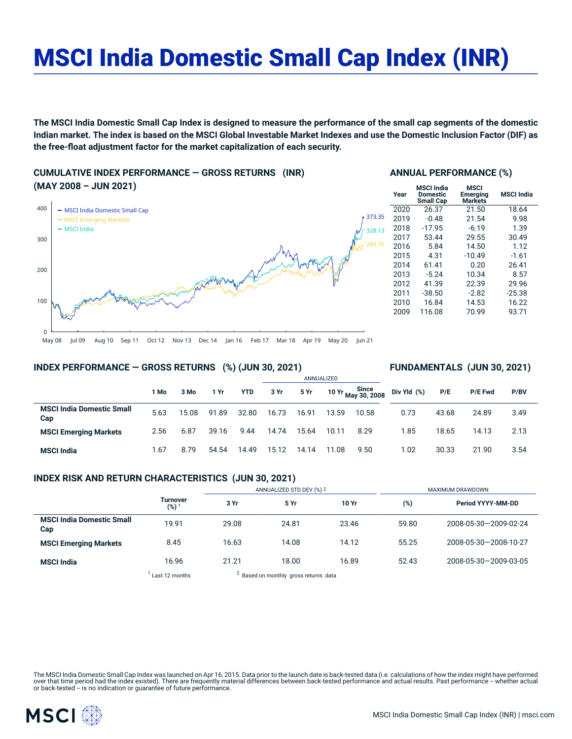# MSCI India Domestic Small Cap Index (INR)

**The MSCI India Domestic Small Cap Index is designed to measure the performance of the small cap segments of the domestic Indian market. The index is based on the MSCI Global Investable Market Indexes and use the Domestic Inclusion Factor (DIF) as the free-float adjustment factor for the market capitalization of each security.**

## CUMULATIVE INDEX PERFORMANCE — GROSS RETURNS (INR) (MAY 2008 – JUN 2021)

- MSCI India Domestic Small Cap: 373.35
- MSCI Emerging Markets: 283.76
- MSCI India: 328.13

## ANNUAL PERFORMANCE (%)

| Year | MSCI India Domestic Small Cap | MSCI Emerging Markets | MSCI India |
|---|---|---|---|
| 2020 | 26.37 | 21.50 | 18.64 |
| 2019 | -0.48 | 21.54 | 9.98 |
| 2018 | -17.95 | -6.19 | 1.39 |
| 2017 | 53.44 | 29.55 | 30.49 |
| 2016 | 5.84 | 14.50 | 1.12 |
| 2015 | 4.31 | -10.49 | -1.61 |
| 2014 | 61.41 | 0.20 | 26.41 |
| 2013 | -5.24 | 10.34 | 8.57 |
| 2012 | 41.39 | 22.39 | 29.96 |
| 2011 | -38.50 | -2.82 | -25.38 |
| 2010 | 16.84 | 14.53 | 16.22 |
| 2009 | 116.08 | 70.99 | 93.71 |

## INDEX PERFORMANCE — GROSS RETURNS (%) (JUN 30, 2021)

## FUNDAMENTALS (JUN 30, 2021)

| | 1 Mo | 3 Mo | 1 Yr | YTD | ANNUALIZED 3 Yr | 5 Yr | 10 Yr | Since May 30, 2008 | Div Yld (%) | P/E | P/E Fwd | P/BV |
|---|---|---|---|---|---|---|---|---|---|---|---|---|
| **MSCI India Domestic Small Cap** | 5.63 | 15.08 | 91.89 | 32.80 | 16.73 | 16.91 | 13.59 | 10.58 | 0.73 | 43.68 | 24.89 | 3.49 |
| **MSCI Emerging Markets** | 2.56 | 6.87 | 39.16 | 9.44 | 14.74 | 15.64 | 10.11 | 8.29 | 1.85 | 18.65 | 14.13 | 2.13 |
| **MSCI India** | 1.67 | 8.79 | 54.54 | 14.49 | 15.12 | 14.14 | 11.08 | 9.50 | 1.02 | 30.33 | 21.90 | 3.54 |

## INDEX RISK AND RETURN CHARACTERISTICS (JUN 30, 2021)

| | Turnover (%) [1] | ANNUALIZED STD DEV (%) [2] 3 Yr | 5 Yr | 10 Yr | MAXIMUM DRAWDOWN (%) | Period YYYY-MM-DD |
|---|---|---|---|---|---|---|
| **MSCI India Domestic Small Cap** | 19.91 | 29.08 | 24.81 | 23.46 | 59.80 | 2008-05-30—2009-02-24 |
| **MSCI Emerging Markets** | 8.45 | 16.63 | 14.08 | 14.12 | 55.25 | 2008-05-30—2008-10-27 |
| **MSCI India** | 16.96 | 21.21 | 18.00 | 16.89 | 52.43 | 2008-05-30—2009-03-05 |

[1] Last 12 months [2] Based on monthly gross returns data

The MSCI India Domestic Small Cap Index was launched on Apr 16, 2015. Data prior to the launch date is back-tested data (i.e. calculations of how the index might have performed over that time period had the index existed). There are frequently material differences between back-tested performance and actual results. Past performance -- whether actual or back-tested -- is no indication or guarantee of future performance.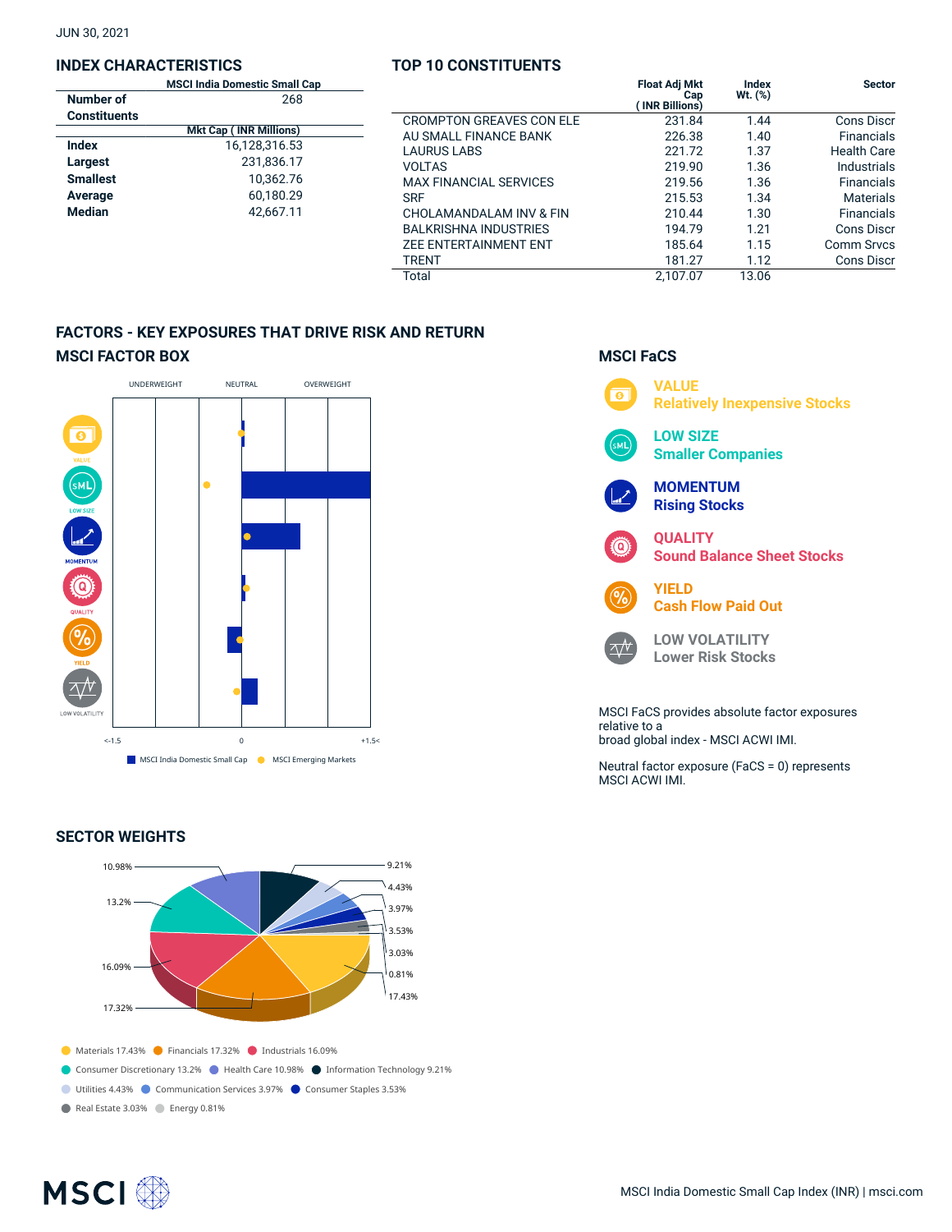JUN 30, 2021

## INDEX CHARACTERISTICS

| | MSCI India Domestic Small Cap |
|---|---|
| Number of Constituents | 268 |
| | Mkt Cap ( INR Millions) |
| Index | 16,128,316.53 |
| Largest | 231,836.17 |
| Smallest | 10,362.76 |
| Average | 60,180.29 |
| Median | 42,667.11 |

## TOP 10 CONSTITUENTS

| | Float Adj Mkt Cap ( INR Billions) | Index Wt. (%) | Sector |
|---|---|---|---|
| CROMPTON GREAVES CON ELE | 231.84 | 1.44 | Cons Discr |
| AU SMALL FINANCE BANK | 226.38 | 1.40 | Financials |
| LAURUS LABS | 221.72 | 1.37 | Health Care |
| VOLTAS | 219.90 | 1.36 | Industrials |
| MAX FINANCIAL SERVICES | 219.56 | 1.36 | Financials |
| SRF | 215.53 | 1.34 | Materials |
| CHOLAMANDALAM INV & FIN | 210.44 | 1.30 | Financials |
| BALKRISHNA INDUSTRIES | 194.79 | 1.21 | Cons Discr |
| ZEE ENTERTAINMENT ENT | 185.64 | 1.15 | Comm Srvcs |
| TRENT | 181.27 | 1.12 | Cons Discr |
| Total | 2,107.07 | 13.06 | |

## FACTORS - KEY EXPOSURES THAT DRIVE RISK AND RETURN

### MSCI FACTOR BOX

UNDERWEIGHT | NEUTRAL | OVERWEIGHT

VALUE, LOW SIZE, MOMENTUM, QUALITY, YIELD, LOW VOLATILITY

<-1.5 | 0 | +1.5<

■ MSCI India Domestic Small Cap ● MSCI Emerging Markets

### MSCI FaCS

**VALUE**
Relatively Inexpensive Stocks

**LOW SIZE**
Smaller Companies

**MOMENTUM**
Rising Stocks

**QUALITY**
Sound Balance Sheet Stocks

**YIELD**
Cash Flow Paid Out

**LOW VOLATILITY**
Lower Risk Stocks

MSCI FaCS provides absolute factor exposures relative to a broad global index - MSCI ACWI IMI.

Neutral factor exposure (FaCS = 0) represents MSCI ACWI IMI.

## SECTOR WEIGHTS

- Materials 17.43%
- Financials 17.32%
- Industrials 16.09%
- Consumer Discretionary 13.2%
- Health Care 10.98%
- Information Technology 9.21%
- Utilities 4.43%
- Communication Services 3.97%
- Consumer Staples 3.53%
- Real Estate 3.03%
- Energy 0.81%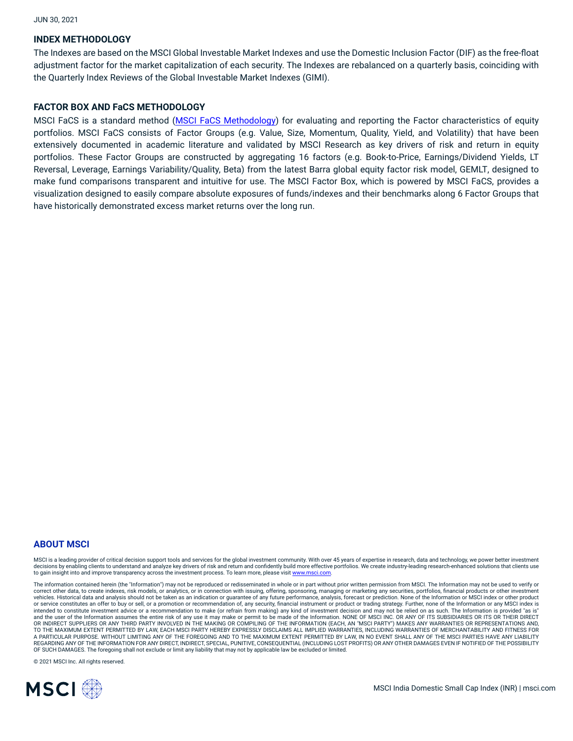## INDEX METHODOLOGY

The Indexes are based on the MSCI Global Investable Market Indexes and use the Domestic Inclusion Factor (DIF) as the free-float adjustment factor for the market capitalization of each security. The Indexes are rebalanced on a quarterly basis, coinciding with the Quarterly Index Reviews of the Global Investable Market Indexes (GIMI).

## FACTOR BOX AND FaCS METHODOLOGY

MSCI FaCS is a standard method ([MSCI FaCS Methodology](MSCI FaCS Methodology)) for evaluating and reporting the Factor characteristics of equity portfolios. MSCI FaCS consists of Factor Groups (e.g. Value, Size, Momentum, Quality, Yield, and Volatility) that have been extensively documented in academic literature and validated by MSCI Research as key drivers of risk and return in equity portfolios. These Factor Groups are constructed by aggregating 16 factors (e.g. Book-to-Price, Earnings/Dividend Yields, LT Reversal, Leverage, Earnings Variability/Quality, Beta) from the latest Barra global equity factor risk model, GEMLT, designed to make fund comparisons transparent and intuitive for use. The MSCI Factor Box, which is powered by MSCI FaCS, provides a visualization designed to easily compare absolute exposures of funds/indexes and their benchmarks along 6 Factor Groups that have historically demonstrated excess market returns over the long run.

## ABOUT MSCI

MSCI is a leading provider of critical decision support tools and services for the global investment community. With over 45 years of expertise in research, data and technology, we power better investment decisions by enabling clients to understand and analyze key drivers of risk and return and confidently build more effective portfolios. We create industry-leading research-enhanced solutions that clients use to gain insight into and improve transparency across the investment process. To learn more, please visit www.msci.com.

The information contained herein (the "Information") may not be reproduced or redisseminated in whole or in part without prior written permission from MSCI. The Information may not be used to verify or correct other data, to create indexes, risk models, or analytics, or in connection with issuing, offering, sponsoring, managing or marketing any securities, portfolios, financial products or other investment vehicles. Historical data and analysis should not be taken as an indication or guarantee of any future performance, analysis, forecast or prediction. None of the Information or MSCI index or other product or service constitutes an offer to buy or sell, or a promotion or recommendation of, any security, financial instrument or product or trading strategy. Further, none of the Information or any MSCI index is intended to constitute investment advice or a recommendation to make (or refrain from making) any kind of investment decision and may not be relied on as such. The Information is provided "as is" and the user of the Information assumes the entire risk of any use it may make or permit to be made of the Information. NONE OF MSCI INC. OR ANY OF ITS SUBSIDIARIES OR ITS OR THEIR DIRECT OR INDIRECT SUPPLIERS OR ANY THIRD PARTY INVOLVED IN THE MAKING OR COMPILING OF THE INFORMATION (EACH, AN "MSCI PARTY") MAKES ANY WARRANTIES OR REPRESENTATIONS AND, TO THE MAXIMUM EXTENT PERMITTED BY LAW, EACH MSCI PARTY HEREBY EXPRESSLY DISCLAIMS ALL IMPLIED WARRANTIES, INCLUDING WARRANTIES OF MERCHANTABILITY AND FITNESS FOR A PARTICULAR PURPOSE. WITHOUT LIMITING ANY OF THE FOREGOING AND TO THE MAXIMUM EXTENT PERMITTED BY LAW, IN NO EVENT SHALL ANY OF THE MSCI PARTIES HAVE ANY LIABILITY REGARDING ANY OF THE INFORMATION FOR ANY DIRECT, INDIRECT, SPECIAL, PUNITIVE, CONSEQUENTIAL (INCLUDING LOST PROFITS) OR ANY OTHER DAMAGES EVEN IF NOTIFIED OF THE POSSIBILITY OF SUCH DAMAGES. The foregoing shall not exclude or limit any liability that may not by applicable law be excluded or limited.

© 2021 MSCI Inc. All rights reserved.